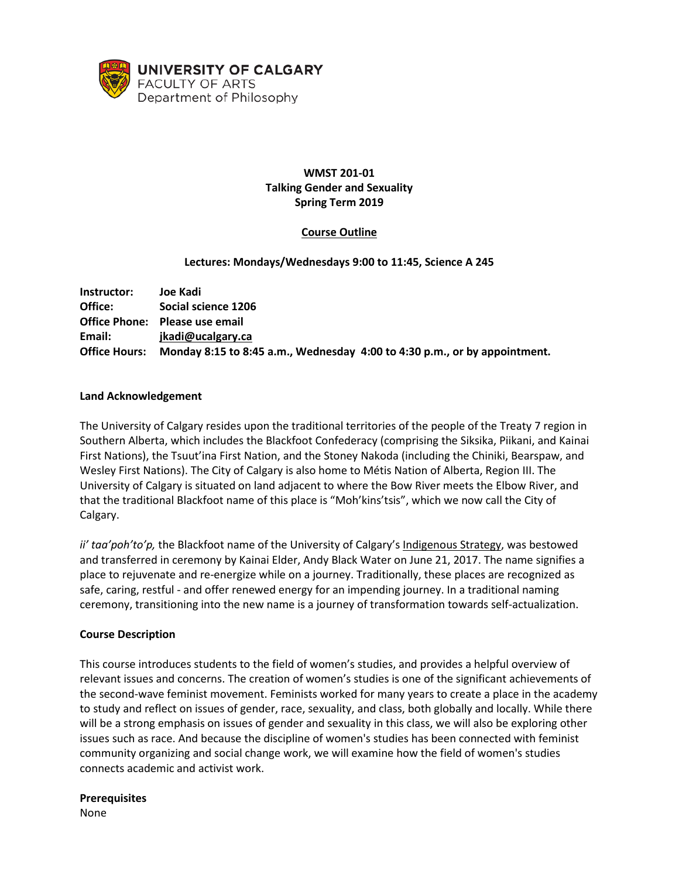UNIVERSITY OF CALGARY
FACULTY OF ARTS
Department of Philosophy

**WMST 201-01**
**Talking Gender and Sexuality**
**Spring Term 2019**

**Course Outline**

**Lectures: Mondays/Wednesdays 9:00 to 11:45, Science A 245**

| | |
|---|---|
| **Instructor:** | **Joe Kadi** |
| **Office:** | **Social science 1206** |
| **Office Phone:** | **Please use email** |
| **Email:** | **jkadi@ucalgary.ca** |
| **Office Hours:** | **Monday 8:15 to 8:45 a.m., Wednesday 4:00 to 4:30 p.m., or by appointment.** |

**Land Acknowledgement**

The University of Calgary resides upon the traditional territories of the people of the Treaty 7 region in Southern Alberta, which includes the Blackfoot Confederacy (comprising the Siksika, Piikani, and Kainai First Nations), the Tsuut'ina First Nation, and the Stoney Nakoda (including the Chiniki, Bearspaw, and Wesley First Nations). The City of Calgary is also home to Métis Nation of Alberta, Region III. The University of Calgary is situated on land adjacent to where the Bow River meets the Elbow River, and that the traditional Blackfoot name of this place is "Moh'kins'tsis", which we now call the City of Calgary.

*ii' taa'poh'to'p,* the Blackfoot name of the University of Calgary's Indigenous Strategy, was bestowed and transferred in ceremony by Kainai Elder, Andy Black Water on June 21, 2017. The name signifies a place to rejuvenate and re-energize while on a journey. Traditionally, these places are recognized as safe, caring, restful - and offer renewed energy for an impending journey. In a traditional naming ceremony, transitioning into the new name is a journey of transformation towards self-actualization.

**Course Description**

This course introduces students to the field of women's studies, and provides a helpful overview of relevant issues and concerns. The creation of women's studies is one of the significant achievements of the second-wave feminist movement. Feminists worked for many years to create a place in the academy to study and reflect on issues of gender, race, sexuality, and class, both globally and locally. While there will be a strong emphasis on issues of gender and sexuality in this class, we will also be exploring other issues such as race. And because the discipline of women's studies has been connected with feminist community organizing and social change work, we will examine how the field of women's studies connects academic and activist work.

**Prerequisites**
None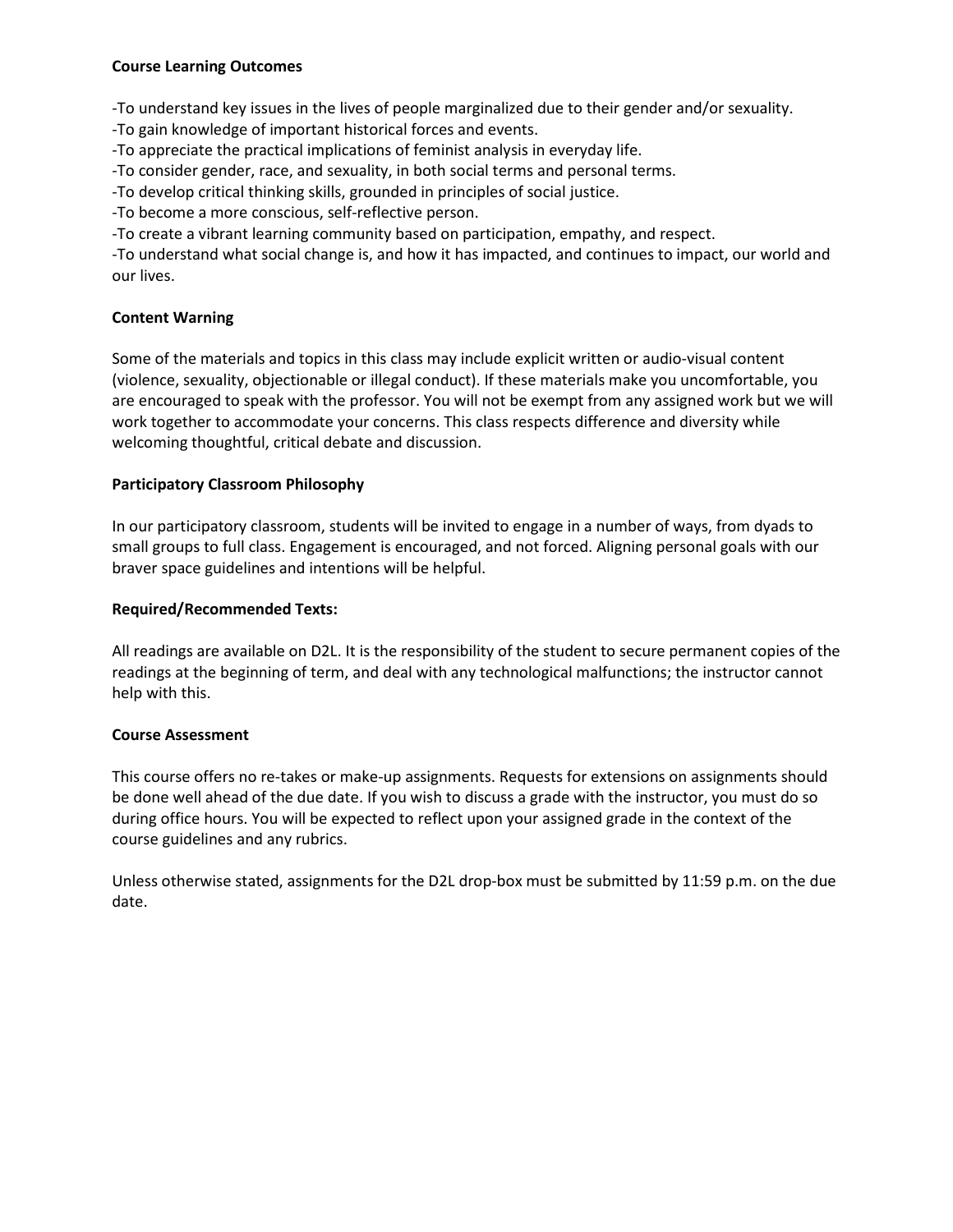**Course Learning Outcomes**

-To understand key issues in the lives of people marginalized due to their gender and/or sexuality.
-To gain knowledge of important historical forces and events.
-To appreciate the practical implications of feminist analysis in everyday life.
-To consider gender, race, and sexuality, in both social terms and personal terms.
-To develop critical thinking skills, grounded in principles of social justice.
-To become a more conscious, self-reflective person.
-To create a vibrant learning community based on participation, empathy, and respect.
-To understand what social change is, and how it has impacted, and continues to impact, our world and our lives.

**Content Warning**

Some of the materials and topics in this class may include explicit written or audio-visual content (violence, sexuality, objectionable or illegal conduct). If these materials make you uncomfortable, you are encouraged to speak with the professor. You will not be exempt from any assigned work but we will work together to accommodate your concerns. This class respects difference and diversity while welcoming thoughtful, critical debate and discussion.

**Participatory Classroom Philosophy**

In our participatory classroom, students will be invited to engage in a number of ways, from dyads to small groups to full class. Engagement is encouraged, and not forced. Aligning personal goals with our braver space guidelines and intentions will be helpful.

**Required/Recommended Texts:**

All readings are available on D2L. It is the responsibility of the student to secure permanent copies of the readings at the beginning of term, and deal with any technological malfunctions; the instructor cannot help with this.

**Course Assessment**

This course offers no re-takes or make-up assignments. Requests for extensions on assignments should be done well ahead of the due date. If you wish to discuss a grade with the instructor, you must do so during office hours. You will be expected to reflect upon your assigned grade in the context of the course guidelines and any rubrics.

Unless otherwise stated, assignments for the D2L drop-box must be submitted by 11:59 p.m. on the due date.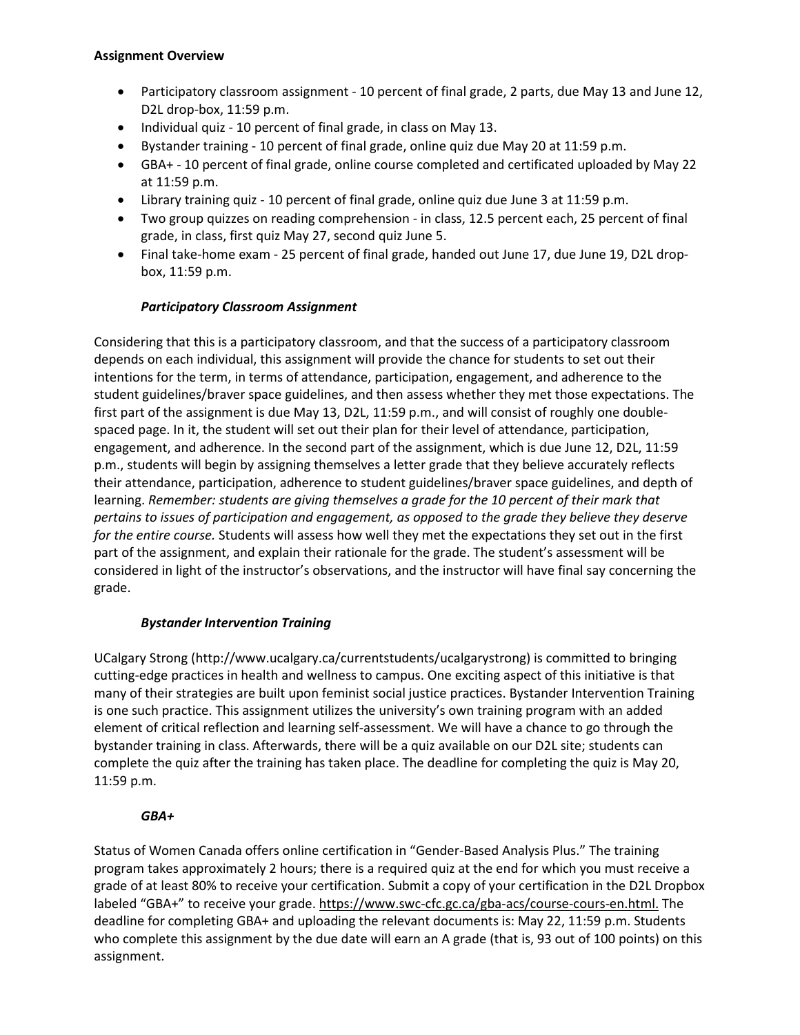**Assignment Overview**

- Participatory classroom assignment - 10 percent of final grade, 2 parts, due May 13 and June 12, D2L drop-box, 11:59 p.m.
- Individual quiz - 10 percent of final grade, in class on May 13.
- Bystander training - 10 percent of final grade, online quiz due May 20 at 11:59 p.m.
- GBA+ - 10 percent of final grade, online course completed and certificated uploaded by May 22 at 11:59 p.m.
- Library training quiz - 10 percent of final grade, online quiz due June 3 at 11:59 p.m.
- Two group quizzes on reading comprehension - in class, 12.5 percent each, 25 percent of final grade, in class, first quiz May 27, second quiz June 5.
- Final take-home exam - 25 percent of final grade, handed out June 17, due June 19, D2L drop-box, 11:59 p.m.

***Participatory Classroom Assignment***

Considering that this is a participatory classroom, and that the success of a participatory classroom depends on each individual, this assignment will provide the chance for students to set out their intentions for the term, in terms of attendance, participation, engagement, and adherence to the student guidelines/braver space guidelines, and then assess whether they met those expectations. The first part of the assignment is due May 13, D2L, 11:59 p.m., and will consist of roughly one double-spaced page. In it, the student will set out their plan for their level of attendance, participation, engagement, and adherence. In the second part of the assignment, which is due June 12, D2L, 11:59 p.m., students will begin by assigning themselves a letter grade that they believe accurately reflects their attendance, participation, adherence to student guidelines/braver space guidelines, and depth of learning. *Remember: students are giving themselves a grade for the 10 percent of their mark that pertains to issues of participation and engagement, as opposed to the grade they believe they deserve for the entire course.* Students will assess how well they met the expectations they set out in the first part of the assignment, and explain their rationale for the grade. The student's assessment will be considered in light of the instructor's observations, and the instructor will have final say concerning the grade.

***Bystander Intervention Training***

UCalgary Strong (http://www.ucalgary.ca/currentstudents/ucalgarystrong) is committed to bringing cutting-edge practices in health and wellness to campus. One exciting aspect of this initiative is that many of their strategies are built upon feminist social justice practices. Bystander Intervention Training is one such practice. This assignment utilizes the university's own training program with an added element of critical reflection and learning self-assessment. We will have a chance to go through the bystander training in class. Afterwards, there will be a quiz available on our D2L site; students can complete the quiz after the training has taken place. The deadline for completing the quiz is May 20, 11:59 p.m.

***GBA+***

Status of Women Canada offers online certification in "Gender-Based Analysis Plus." The training program takes approximately 2 hours; there is a required quiz at the end for which you must receive a grade of at least 80% to receive your certification. Submit a copy of your certification in the D2L Dropbox labeled "GBA+" to receive your grade. https://www.swc-cfc.gc.ca/gba-acs/course-cours-en.html. The deadline for completing GBA+ and uploading the relevant documents is: May 22, 11:59 p.m. Students who complete this assignment by the due date will earn an A grade (that is, 93 out of 100 points) on this assignment.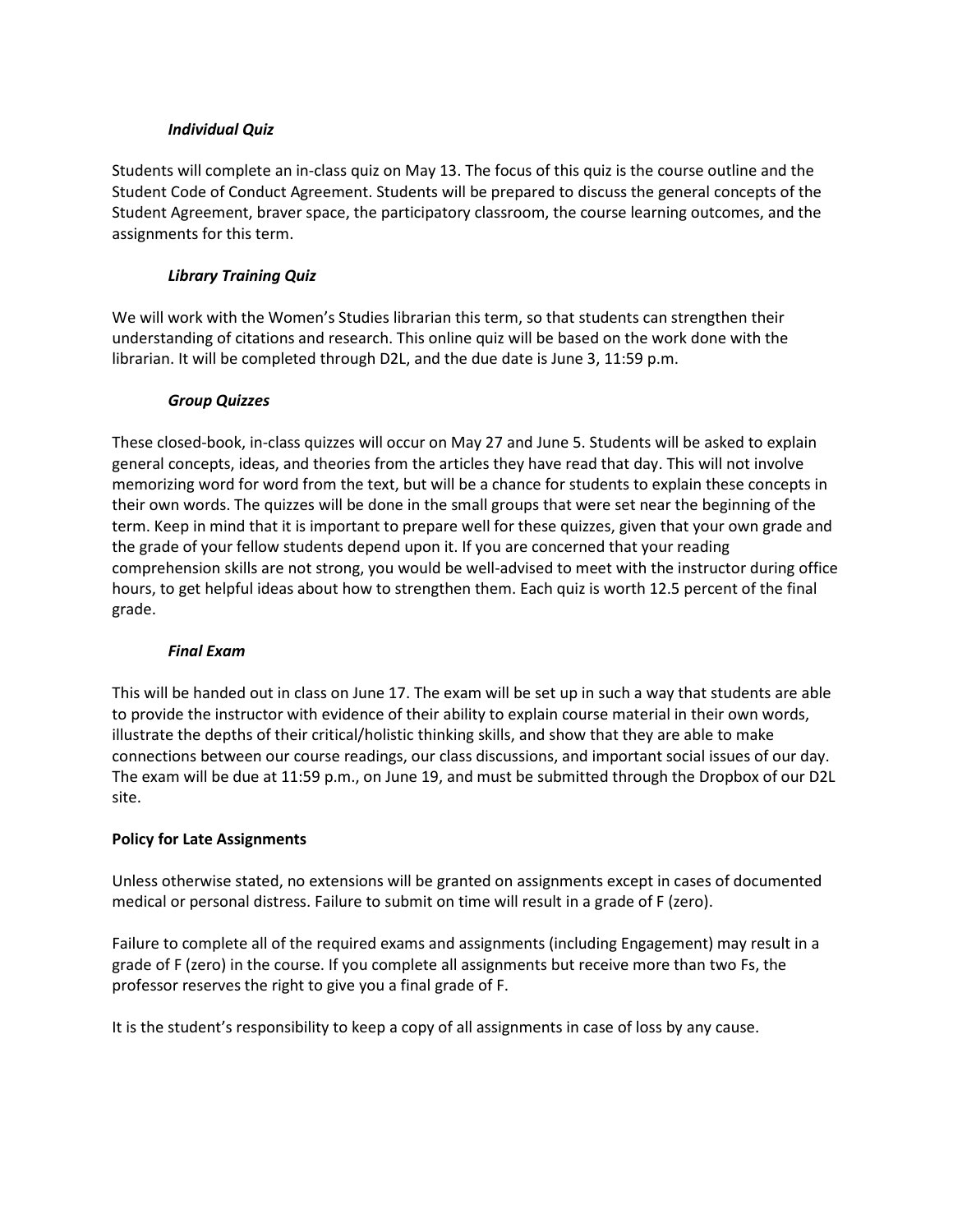### *Individual Quiz*

Students will complete an in-class quiz on May 13. The focus of this quiz is the course outline and the Student Code of Conduct Agreement. Students will be prepared to discuss the general concepts of the Student Agreement, braver space, the participatory classroom, the course learning outcomes, and the assignments for this term.

### *Library Training Quiz*

We will work with the Women's Studies librarian this term, so that students can strengthen their understanding of citations and research. This online quiz will be based on the work done with the librarian. It will be completed through D2L, and the due date is June 3, 11:59 p.m.

### *Group Quizzes*

These closed-book, in-class quizzes will occur on May 27 and June 5. Students will be asked to explain general concepts, ideas, and theories from the articles they have read that day. This will not involve memorizing word for word from the text, but will be a chance for students to explain these concepts in their own words. The quizzes will be done in the small groups that were set near the beginning of the term. Keep in mind that it is important to prepare well for these quizzes, given that your own grade and the grade of your fellow students depend upon it. If you are concerned that your reading comprehension skills are not strong, you would be well-advised to meet with the instructor during office hours, to get helpful ideas about how to strengthen them. Each quiz is worth 12.5 percent of the final grade.

### *Final Exam*

This will be handed out in class on June 17. The exam will be set up in such a way that students are able to provide the instructor with evidence of their ability to explain course material in their own words, illustrate the depths of their critical/holistic thinking skills, and show that they are able to make connections between our course readings, our class discussions, and important social issues of our day. The exam will be due at 11:59 p.m., on June 19, and must be submitted through the Dropbox of our D2L site.

## **Policy for Late Assignments**

Unless otherwise stated, no extensions will be granted on assignments except in cases of documented medical or personal distress. Failure to submit on time will result in a grade of F (zero).

Failure to complete all of the required exams and assignments (including Engagement) may result in a grade of F (zero) in the course. If you complete all assignments but receive more than two Fs, the professor reserves the right to give you a final grade of F.

It is the student's responsibility to keep a copy of all assignments in case of loss by any cause.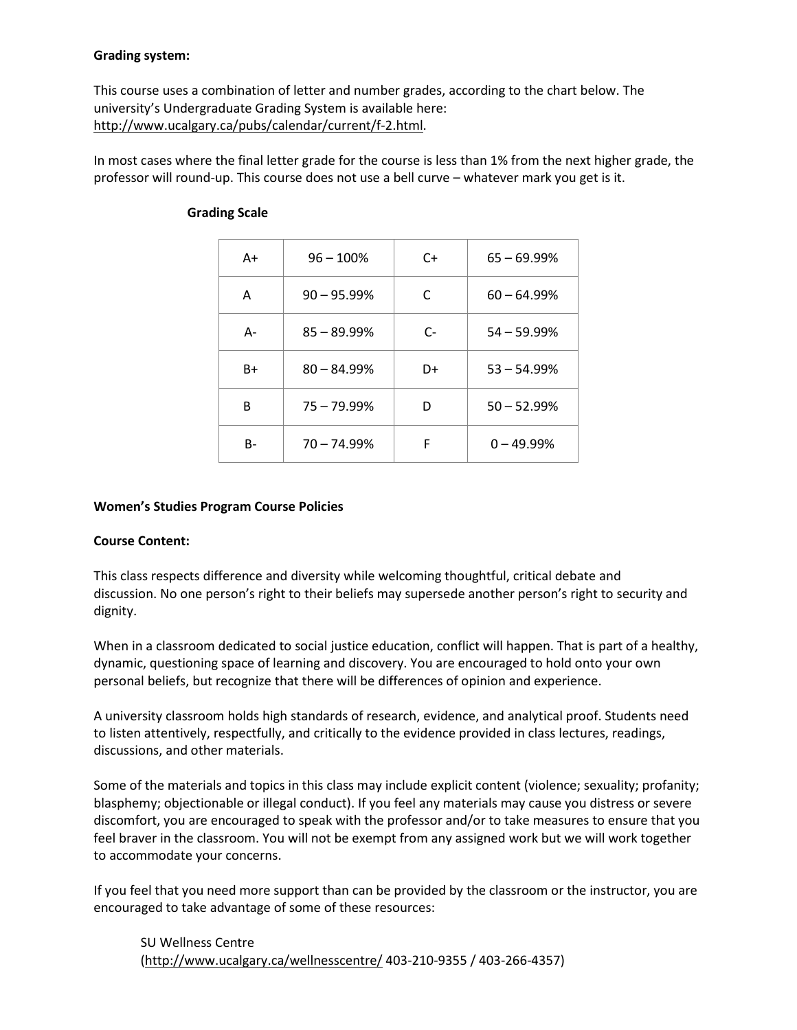**Grading system:**

This course uses a combination of letter and number grades, according to the chart below. The university's Undergraduate Grading System is available here: http://www.ucalgary.ca/pubs/calendar/current/f-2.html.

In most cases where the final letter grade for the course is less than 1% from the next higher grade, the professor will round-up. This course does not use a bell curve – whatever mark you get is it.

**Grading Scale**

| | | | |
|---|---|---|---|
| A+ | 96 – 100% | C+ | 65 – 69.99% |
| A | 90 – 95.99% | C | 60 – 64.99% |
| A- | 85 – 89.99% | C- | 54 – 59.99% |
| B+ | 80 – 84.99% | D+ | 53 – 54.99% |
| B | 75 – 79.99% | D | 50 – 52.99% |
| B- | 70 – 74.99% | F | 0 – 49.99% |

**Women's Studies Program Course Policies**

**Course Content:**

This class respects difference and diversity while welcoming thoughtful, critical debate and discussion. No one person's right to their beliefs may supersede another person's right to security and dignity.

When in a classroom dedicated to social justice education, conflict will happen. That is part of a healthy, dynamic, questioning space of learning and discovery. You are encouraged to hold onto your own personal beliefs, but recognize that there will be differences of opinion and experience.

A university classroom holds high standards of research, evidence, and analytical proof. Students need to listen attentively, respectfully, and critically to the evidence provided in class lectures, readings, discussions, and other materials.

Some of the materials and topics in this class may include explicit content (violence; sexuality; profanity; blasphemy; objectionable or illegal conduct). If you feel any materials may cause you distress or severe discomfort, you are encouraged to speak with the professor and/or to take measures to ensure that you feel braver in the classroom. You will not be exempt from any assigned work but we will work together to accommodate your concerns.

If you feel that you need more support than can be provided by the classroom or the instructor, you are encouraged to take advantage of some of these resources:

> SU Wellness Centre
> (http://www.ucalgary.ca/wellnesscentre/ 403-210-9355 / 403-266-4357)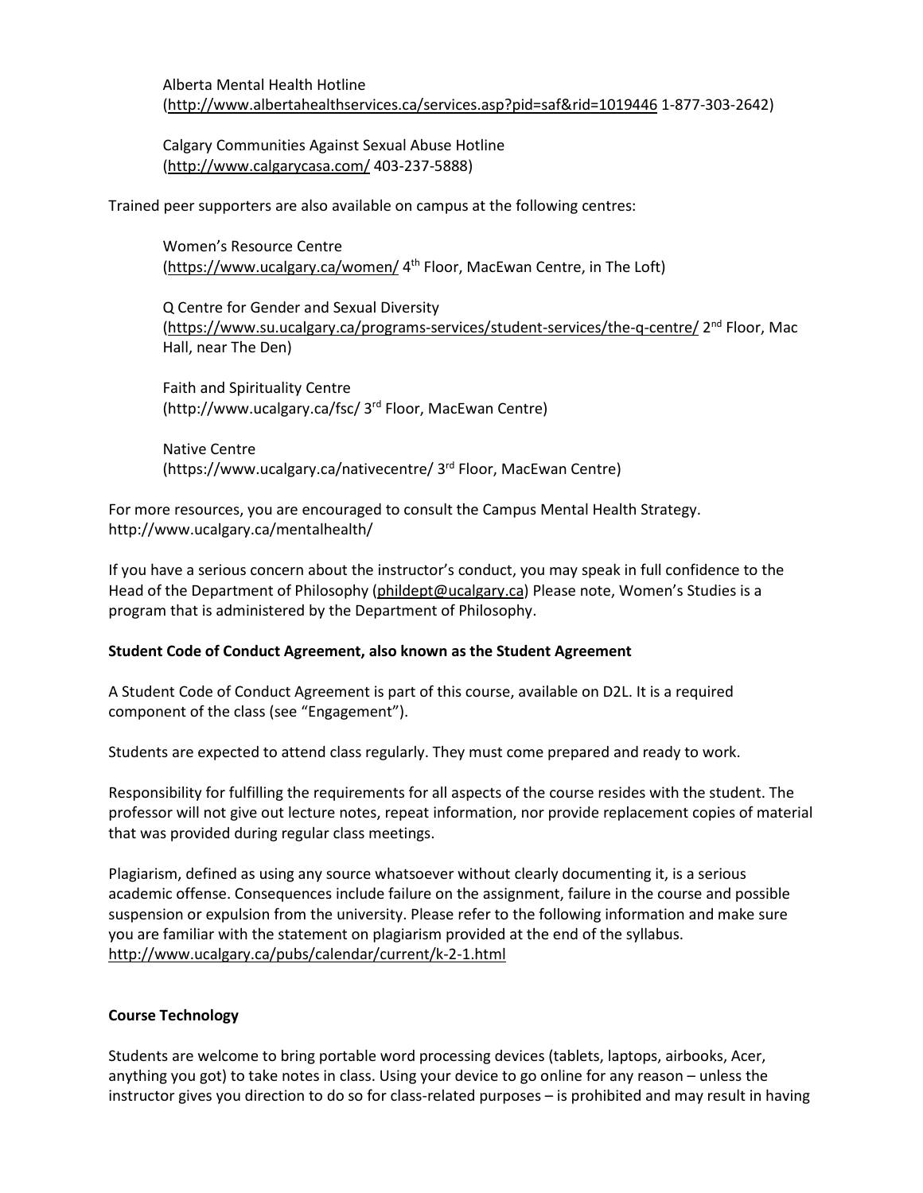Alberta Mental Health Hotline
(http://www.albertahealthservices.ca/services.asp?pid=saf&rid=1019446 1-877-303-2642)

Calgary Communities Against Sexual Abuse Hotline
(http://www.calgarycasa.com/ 403-237-5888)

Trained peer supporters are also available on campus at the following centres:

Women's Resource Centre
(https://www.ucalgary.ca/women/ 4th Floor, MacEwan Centre, in The Loft)

Q Centre for Gender and Sexual Diversity
(https://www.su.ucalgary.ca/programs-services/student-services/the-q-centre/ 2nd Floor, Mac Hall, near The Den)

Faith and Spirituality Centre
(http://www.ucalgary.ca/fsc/ 3rd Floor, MacEwan Centre)

Native Centre
(https://www.ucalgary.ca/nativecentre/ 3rd Floor, MacEwan Centre)

For more resources, you are encouraged to consult the Campus Mental Health Strategy. http://www.ucalgary.ca/mentalhealth/

If you have a serious concern about the instructor's conduct, you may speak in full confidence to the Head of the Department of Philosophy (phildept@ucalgary.ca) Please note, Women's Studies is a program that is administered by the Department of Philosophy.

**Student Code of Conduct Agreement, also known as the Student Agreement**

A Student Code of Conduct Agreement is part of this course, available on D2L. It is a required component of the class (see "Engagement").

Students are expected to attend class regularly. They must come prepared and ready to work.

Responsibility for fulfilling the requirements for all aspects of the course resides with the student. The professor will not give out lecture notes, repeat information, nor provide replacement copies of material that was provided during regular class meetings.

Plagiarism, defined as using any source whatsoever without clearly documenting it, is a serious academic offense. Consequences include failure on the assignment, failure in the course and possible suspension or expulsion from the university. Please refer to the following information and make sure you are familiar with the statement on plagiarism provided at the end of the syllabus. http://www.ucalgary.ca/pubs/calendar/current/k-2-1.html

**Course Technology**

Students are welcome to bring portable word processing devices (tablets, laptops, airbooks, Acer, anything you got) to take notes in class. Using your device to go online for any reason – unless the instructor gives you direction to do so for class-related purposes – is prohibited and may result in having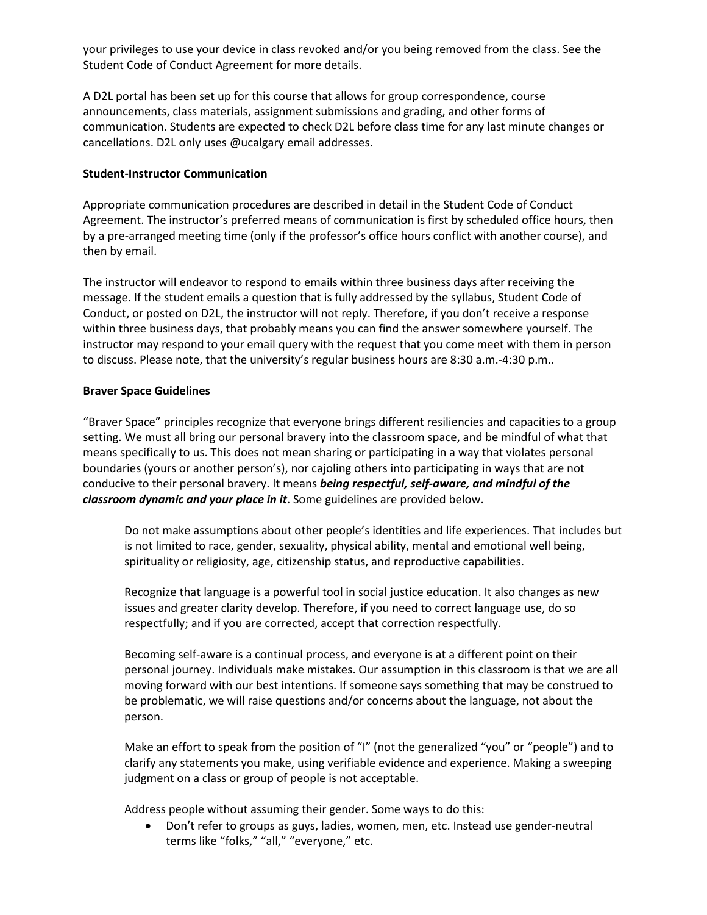your privileges to use your device in class revoked and/or you being removed from the class. See the Student Code of Conduct Agreement for more details.

A D2L portal has been set up for this course that allows for group correspondence, course announcements, class materials, assignment submissions and grading, and other forms of communication. Students are expected to check D2L before class time for any last minute changes or cancellations. D2L only uses @ucalgary email addresses.

**Student-Instructor Communication**

Appropriate communication procedures are described in detail in the Student Code of Conduct Agreement. The instructor's preferred means of communication is first by scheduled office hours, then by a pre-arranged meeting time (only if the professor's office hours conflict with another course), and then by email.

The instructor will endeavor to respond to emails within three business days after receiving the message. If the student emails a question that is fully addressed by the syllabus, Student Code of Conduct, or posted on D2L, the instructor will not reply. Therefore, if you don't receive a response within three business days, that probably means you can find the answer somewhere yourself. The instructor may respond to your email query with the request that you come meet with them in person to discuss. Please note, that the university's regular business hours are 8:30 a.m.-4:30 p.m..

**Braver Space Guidelines**

"Braver Space" principles recognize that everyone brings different resiliencies and capacities to a group setting. We must all bring our personal bravery into the classroom space, and be mindful of what that means specifically to us. This does not mean sharing or participating in a way that violates personal boundaries (yours or another person's), nor cajoling others into participating in ways that are not conducive to their personal bravery. It means ***being respectful, self-aware, and mindful of the classroom dynamic and your place in it***. Some guidelines are provided below.

> Do not make assumptions about other people's identities and life experiences. That includes but is not limited to race, gender, sexuality, physical ability, mental and emotional well being, spirituality or religiosity, age, citizenship status, and reproductive capabilities.
>
> Recognize that language is a powerful tool in social justice education. It also changes as new issues and greater clarity develop. Therefore, if you need to correct language use, do so respectfully; and if you are corrected, accept that correction respectfully.
>
> Becoming self-aware is a continual process, and everyone is at a different point on their personal journey. Individuals make mistakes. Our assumption in this classroom is that we are all moving forward with our best intentions. If someone says something that may be construed to be problematic, we will raise questions and/or concerns about the language, not about the person.
>
> Make an effort to speak from the position of "I" (not the generalized "you" or "people") and to clarify any statements you make, using verifiable evidence and experience. Making a sweeping judgment on a class or group of people is not acceptable.
>
> Address people without assuming their gender. Some ways to do this:
>
> - Don't refer to groups as guys, ladies, women, men, etc. Instead use gender-neutral terms like "folks," "all," "everyone," etc.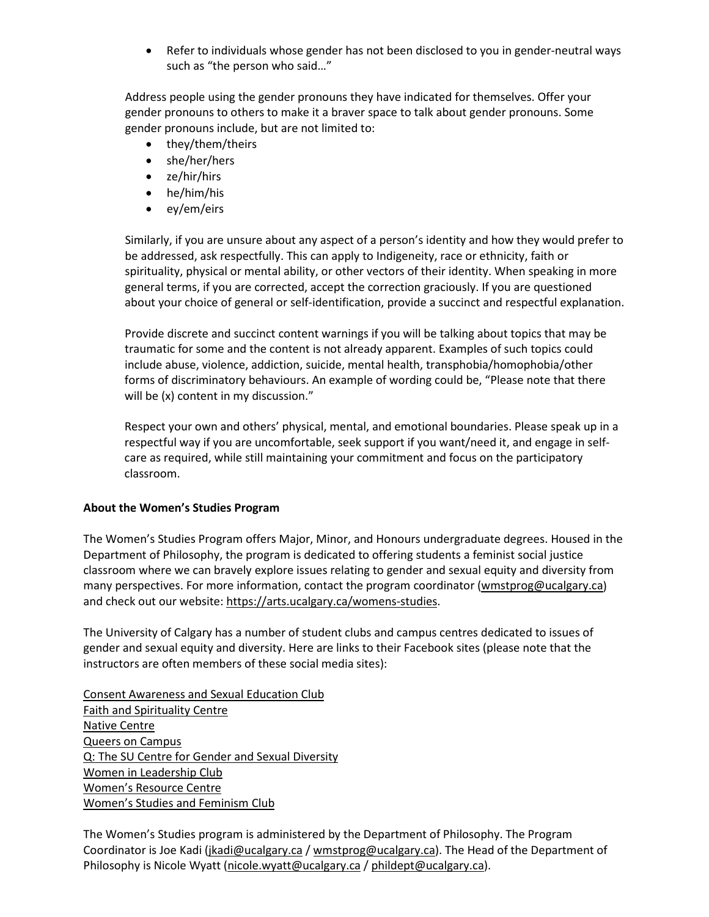- Refer to individuals whose gender has not been disclosed to you in gender-neutral ways such as "the person who said…"

Address people using the gender pronouns they have indicated for themselves. Offer your gender pronouns to others to make it a braver space to talk about gender pronouns. Some gender pronouns include, but are not limited to:

- they/them/theirs
- she/her/hers
- ze/hir/hirs
- he/him/his
- ey/em/eirs

Similarly, if you are unsure about any aspect of a person's identity and how they would prefer to be addressed, ask respectfully. This can apply to Indigeneity, race or ethnicity, faith or spirituality, physical or mental ability, or other vectors of their identity. When speaking in more general terms, if you are corrected, accept the correction graciously. If you are questioned about your choice of general or self-identification, provide a succinct and respectful explanation.

Provide discrete and succinct content warnings if you will be talking about topics that may be traumatic for some and the content is not already apparent. Examples of such topics could include abuse, violence, addiction, suicide, mental health, transphobia/homophobia/other forms of discriminatory behaviours. An example of wording could be, "Please note that there will be (x) content in my discussion."

Respect your own and others' physical, mental, and emotional boundaries. Please speak up in a respectful way if you are uncomfortable, seek support if you want/need it, and engage in self-care as required, while still maintaining your commitment and focus on the participatory classroom.

**About the Women's Studies Program**

The Women's Studies Program offers Major, Minor, and Honours undergraduate degrees. Housed in the Department of Philosophy, the program is dedicated to offering students a feminist social justice classroom where we can bravely explore issues relating to gender and sexual equity and diversity from many perspectives. For more information, contact the program coordinator (wmstprog@ucalgary.ca) and check out our website: https://arts.ucalgary.ca/womens-studies.

The University of Calgary has a number of student clubs and campus centres dedicated to issues of gender and sexual equity and diversity. Here are links to their Facebook sites (please note that the instructors are often members of these social media sites):

Consent Awareness and Sexual Education Club
Faith and Spirituality Centre
Native Centre
Queers on Campus
Q: The SU Centre for Gender and Sexual Diversity
Women in Leadership Club
Women's Resource Centre
Women's Studies and Feminism Club

The Women's Studies program is administered by the Department of Philosophy. The Program Coordinator is Joe Kadi (jkadi@ucalgary.ca / wmstprog@ucalgary.ca). The Head of the Department of Philosophy is Nicole Wyatt (nicole.wyatt@ucalgary.ca / phildept@ucalgary.ca).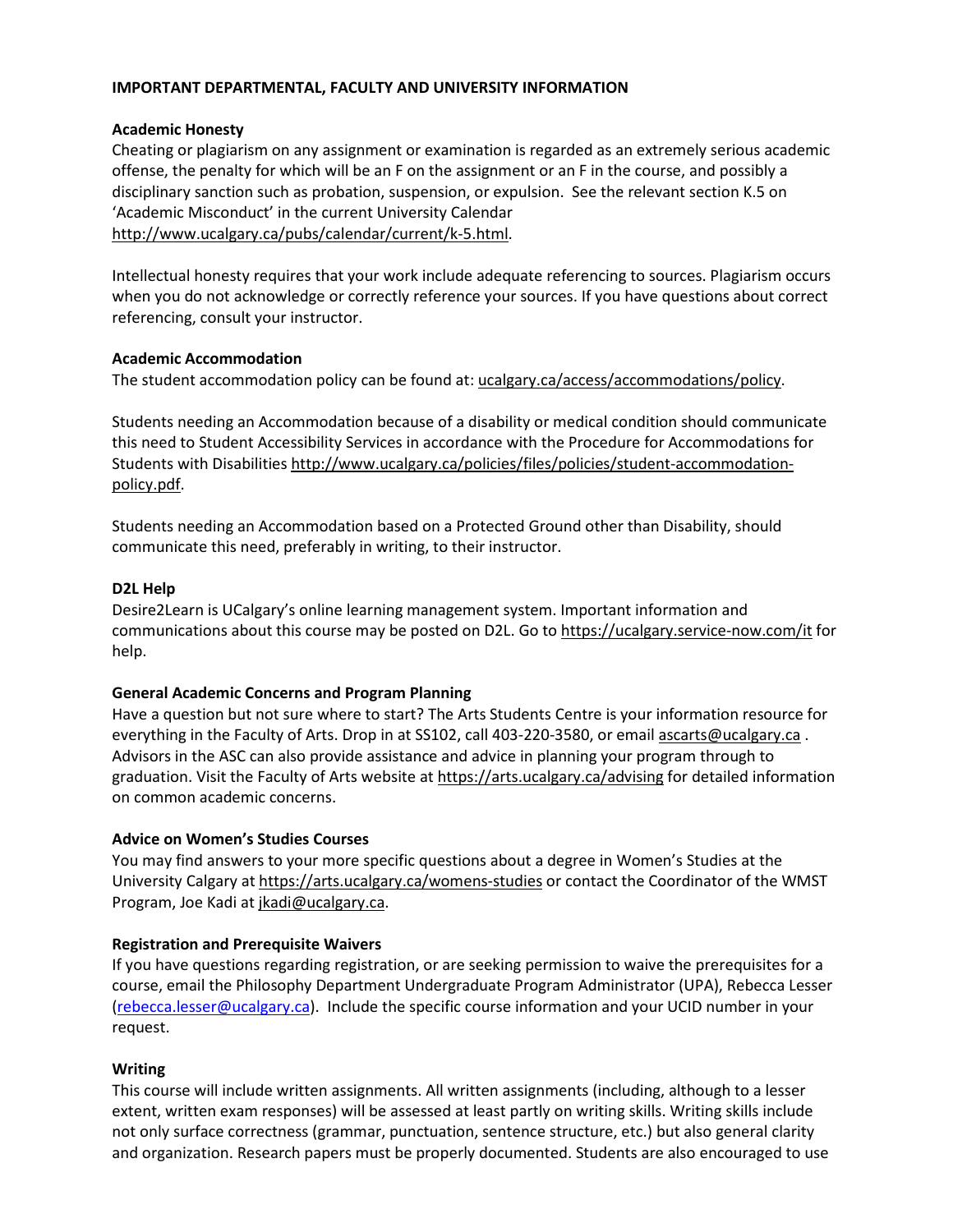## IMPORTANT DEPARTMENTAL, FACULTY AND UNIVERSITY INFORMATION

### Academic Honesty

Cheating or plagiarism on any assignment or examination is regarded as an extremely serious academic offense, the penalty for which will be an F on the assignment or an F in the course, and possibly a disciplinary sanction such as probation, suspension, or expulsion. See the relevant section K.5 on 'Academic Misconduct' in the current University Calendar http://www.ucalgary.ca/pubs/calendar/current/k-5.html.

Intellectual honesty requires that your work include adequate referencing to sources. Plagiarism occurs when you do not acknowledge or correctly reference your sources. If you have questions about correct referencing, consult your instructor.

### Academic Accommodation

The student accommodation policy can be found at: ucalgary.ca/access/accommodations/policy.

Students needing an Accommodation because of a disability or medical condition should communicate this need to Student Accessibility Services in accordance with the Procedure for Accommodations for Students with Disabilities http://www.ucalgary.ca/policies/files/policies/student-accommodation-policy.pdf.

Students needing an Accommodation based on a Protected Ground other than Disability, should communicate this need, preferably in writing, to their instructor.

### D2L Help

Desire2Learn is UCalgary's online learning management system. Important information and communications about this course may be posted on D2L. Go to https://ucalgary.service-now.com/it for help.

### General Academic Concerns and Program Planning

Have a question but not sure where to start? The Arts Students Centre is your information resource for everything in the Faculty of Arts. Drop in at SS102, call 403-220-3580, or email ascarts@ucalgary.ca . Advisors in the ASC can also provide assistance and advice in planning your program through to graduation. Visit the Faculty of Arts website at https://arts.ucalgary.ca/advising for detailed information on common academic concerns.

### Advice on Women's Studies Courses

You may find answers to your more specific questions about a degree in Women's Studies at the University Calgary at https://arts.ucalgary.ca/womens-studies or contact the Coordinator of the WMST Program, Joe Kadi at jkadi@ucalgary.ca.

### Registration and Prerequisite Waivers

If you have questions regarding registration, or are seeking permission to waive the prerequisites for a course, email the Philosophy Department Undergraduate Program Administrator (UPA), Rebecca Lesser (rebecca.lesser@ucalgary.ca). Include the specific course information and your UCID number in your request.

### Writing

This course will include written assignments. All written assignments (including, although to a lesser extent, written exam responses) will be assessed at least partly on writing skills. Writing skills include not only surface correctness (grammar, punctuation, sentence structure, etc.) but also general clarity and organization. Research papers must be properly documented. Students are also encouraged to use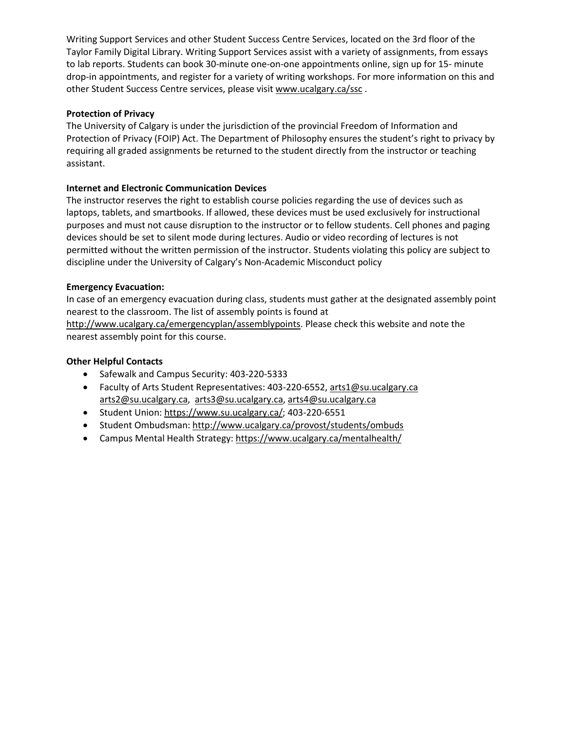Writing Support Services and other Student Success Centre Services, located on the 3rd floor of the Taylor Family Digital Library. Writing Support Services assist with a variety of assignments, from essays to lab reports. Students can book 30-minute one-on-one appointments online, sign up for 15- minute drop-in appointments, and register for a variety of writing workshops. For more information on this and other Student Success Centre services, please visit www.ucalgary.ca/ssc .

**Protection of Privacy**

The University of Calgary is under the jurisdiction of the provincial Freedom of Information and Protection of Privacy (FOIP) Act. The Department of Philosophy ensures the student's right to privacy by requiring all graded assignments be returned to the student directly from the instructor or teaching assistant.

**Internet and Electronic Communication Devices**

The instructor reserves the right to establish course policies regarding the use of devices such as laptops, tablets, and smartbooks. If allowed, these devices must be used exclusively for instructional purposes and must not cause disruption to the instructor or to fellow students. Cell phones and paging devices should be set to silent mode during lectures. Audio or video recording of lectures is not permitted without the written permission of the instructor. Students violating this policy are subject to discipline under the University of Calgary's Non-Academic Misconduct policy

**Emergency Evacuation:**

In case of an emergency evacuation during class, students must gather at the designated assembly point nearest to the classroom. The list of assembly points is found at http://www.ucalgary.ca/emergencyplan/assemblypoints. Please check this website and note the nearest assembly point for this course.

**Other Helpful Contacts**

- Safewalk and Campus Security: 403-220-5333
- Faculty of Arts Student Representatives: 403-220-6552, arts1@su.ucalgary.ca arts2@su.ucalgary.ca, arts3@su.ucalgary.ca, arts4@su.ucalgary.ca
- Student Union: https://www.su.ucalgary.ca/; 403-220-6551
- Student Ombudsman: http://www.ucalgary.ca/provost/students/ombuds
- Campus Mental Health Strategy: https://www.ucalgary.ca/mentalhealth/